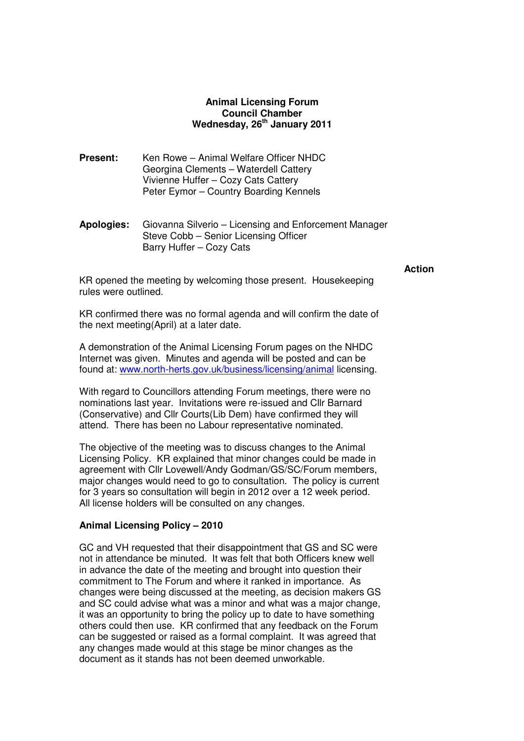**Animal Licensing Forum**
**Council Chamber**
**Wednesday, 26th January 2011**

| | |
|---|---|
| **Present:** | Ken Rowe – Animal Welfare Officer NHDC<br>Georgina Clements – Waterdell Cattery<br>Vivienne Huffer – Cozy Cats Cattery<br>Peter Eymor – Country Boarding Kennels |
| **Apologies:** | Giovanna Silverio – Licensing and Enforcement Manager<br>Steve Cobb – Senior Licensing Officer<br>Barry Huffer – Cozy Cats |

**Action**

KR opened the meeting by welcoming those present. Housekeeping rules were outlined.

KR confirmed there was no formal agenda and will confirm the date of the next meeting(April) at a later date.

A demonstration of the Animal Licensing Forum pages on the NHDC Internet was given. Minutes and agenda will be posted and can be found at: www.north-herts.gov.uk/business/licensing/animal licensing.

With regard to Councillors attending Forum meetings, there were no nominations last year. Invitations were re-issued and Cllr Barnard (Conservative) and Cllr Courts(Lib Dem) have confirmed they will attend. There has been no Labour representative nominated.

The objective of the meeting was to discuss changes to the Animal Licensing Policy. KR explained that minor changes could be made in agreement with Cllr Lovewell/Andy Godman/GS/SC/Forum members, major changes would need to go to consultation. The policy is current for 3 years so consultation will begin in 2012 over a 12 week period. All license holders will be consulted on any changes.

### Animal Licensing Policy – 2010

GC and VH requested that their disappointment that GS and SC were not in attendance be minuted. It was felt that both Officers knew well in advance the date of the meeting and brought into question their commitment to The Forum and where it ranked in importance. As changes were being discussed at the meeting, as decision makers GS and SC could advise what was a minor and what was a major change, it was an opportunity to bring the policy up to date to have something others could then use. KR confirmed that any feedback on the Forum can be suggested or raised as a formal complaint. It was agreed that any changes made would at this stage be minor changes as the document as it stands has not been deemed unworkable.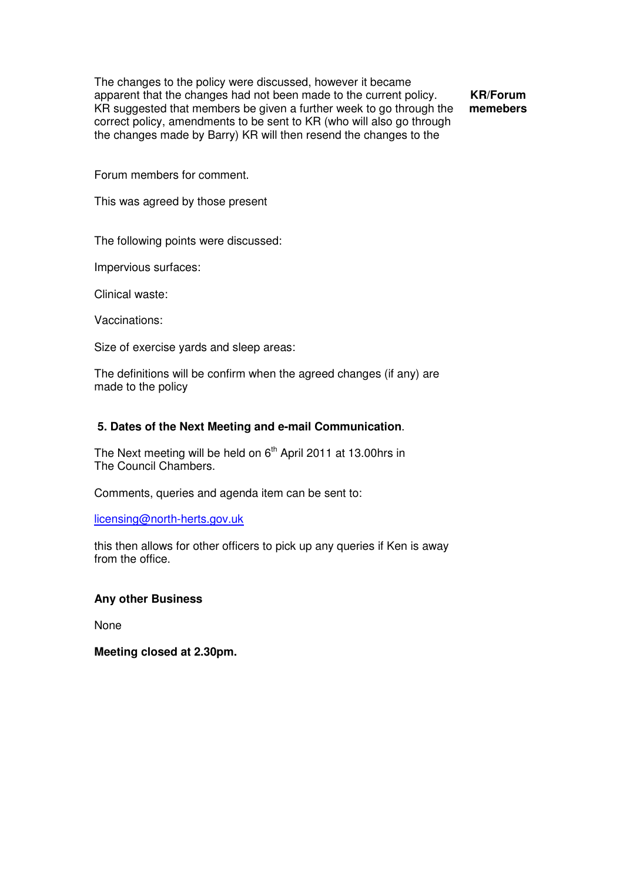| | |
|---|---|
| The changes to the policy were discussed, however it became apparent that the changes had not been made to the current policy. KR suggested that members be given a further week to go through the correct policy, amendments to be sent to KR (who will also go through the changes made by Barry) KR will then resend the changes to the | **KR/Forum memebers** |

Forum members for comment.

This was agreed by those present

The following points were discussed:

Impervious surfaces:

Clinical waste:

Vaccinations:

Size of exercise yards and sleep areas:

The definitions will be confirm when the agreed changes (if any) are made to the policy

### 5. Dates of the Next Meeting and e-mail Communication.

The Next meeting will be held on 6th April 2011 at 13.00hrs in The Council Chambers.

Comments, queries and agenda item can be sent to:

licensing@north-herts.gov.uk

this then allows for other officers to pick up any queries if Ken is away from the office.

### Any other Business

None

**Meeting closed at 2.30pm.**